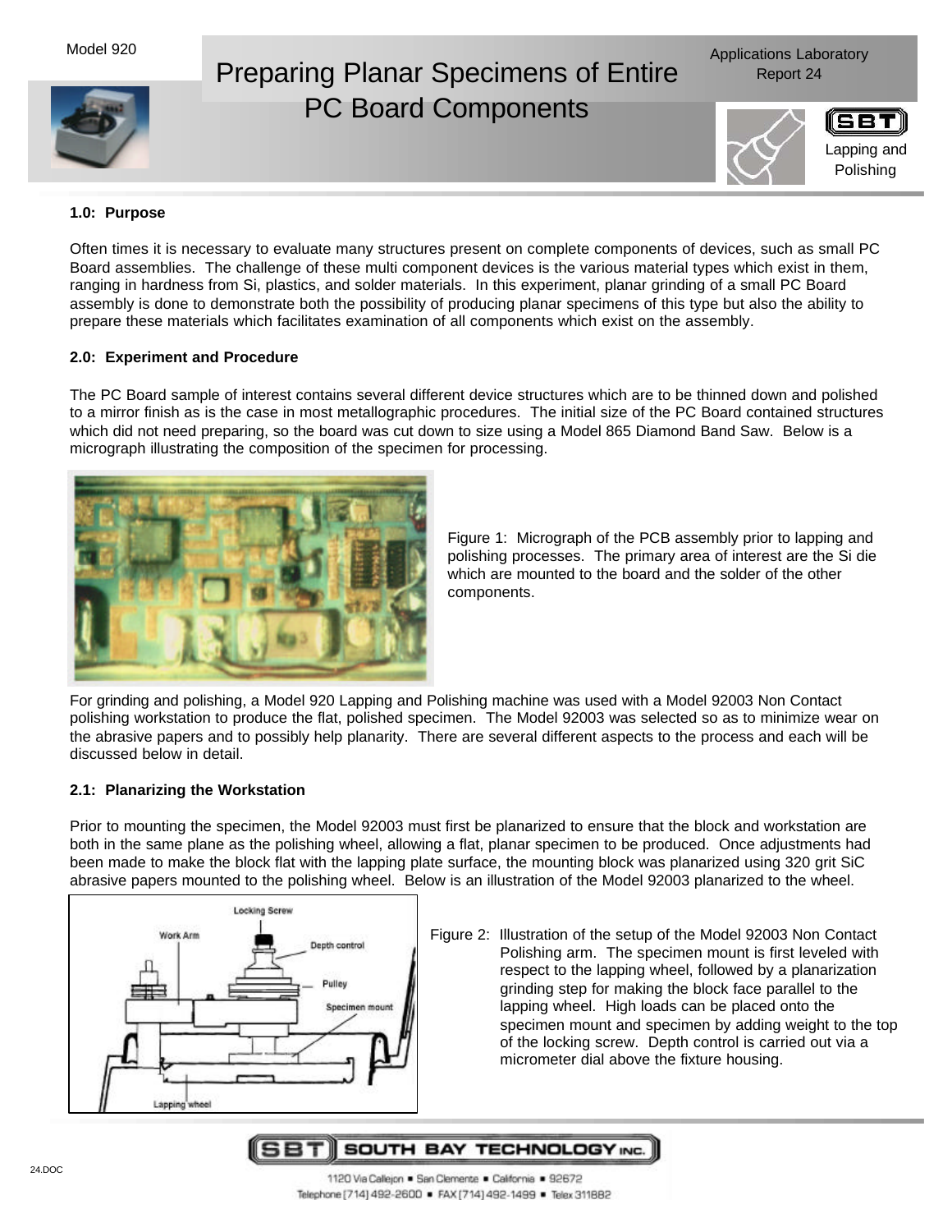Model 920

# Preparing Planar Specimens of Entire PC Board Components

Applications Laboratory
Report 24

Lapping and Polishing

## 1.0: Purpose

Often times it is necessary to evaluate many structures present on complete components of devices, such as small PC Board assemblies. The challenge of these multi component devices is the various material types which exist in them, ranging in hardness from Si, plastics, and solder materials. In this experiment, planar grinding of a small PC Board assembly is done to demonstrate both the possibility of producing planar specimens of this type but also the ability to prepare these materials which facilitates examination of all components which exist on the assembly.

## 2.0: Experiment and Procedure

The PC Board sample of interest contains several different device structures which are to be thinned down and polished to a mirror finish as is the case in most metallographic procedures. The initial size of the PC Board contained structures which did not need preparing, so the board was cut down to size using a Model 865 Diamond Band Saw. Below is a micrograph illustrating the composition of the specimen for processing.

Figure 1: Micrograph of the PCB assembly prior to lapping and polishing processes. The primary area of interest are the Si die which are mounted to the board and the solder of the other components.

For grinding and polishing, a Model 920 Lapping and Polishing machine was used with a Model 92003 Non Contact polishing workstation to produce the flat, polished specimen. The Model 92003 was selected so as to minimize wear on the abrasive papers and to possibly help planarity. There are several different aspects to the process and each will be discussed below in detail.

### 2.1: Planarizing the Workstation

Prior to mounting the specimen, the Model 92003 must first be planarized to ensure that the block and workstation are both in the same plane as the polishing wheel, allowing a flat, planar specimen to be produced. Once adjustments had been made to make the block flat with the lapping plate surface, the mounting block was planarized using 320 grit SiC abrasive papers mounted to the polishing wheel. Below is an illustration of the Model 92003 planarized to the wheel.

Figure 2: Illustration of the setup of the Model 92003 Non Contact Polishing arm. The specimen mount is first leveled with respect to the lapping wheel, followed by a planarization grinding step for making the block face parallel to the lapping wheel. High loads can be placed onto the specimen mount and specimen by adding weight to the top of the locking screw. Depth control is carried out via a micrometer dial above the fixture housing.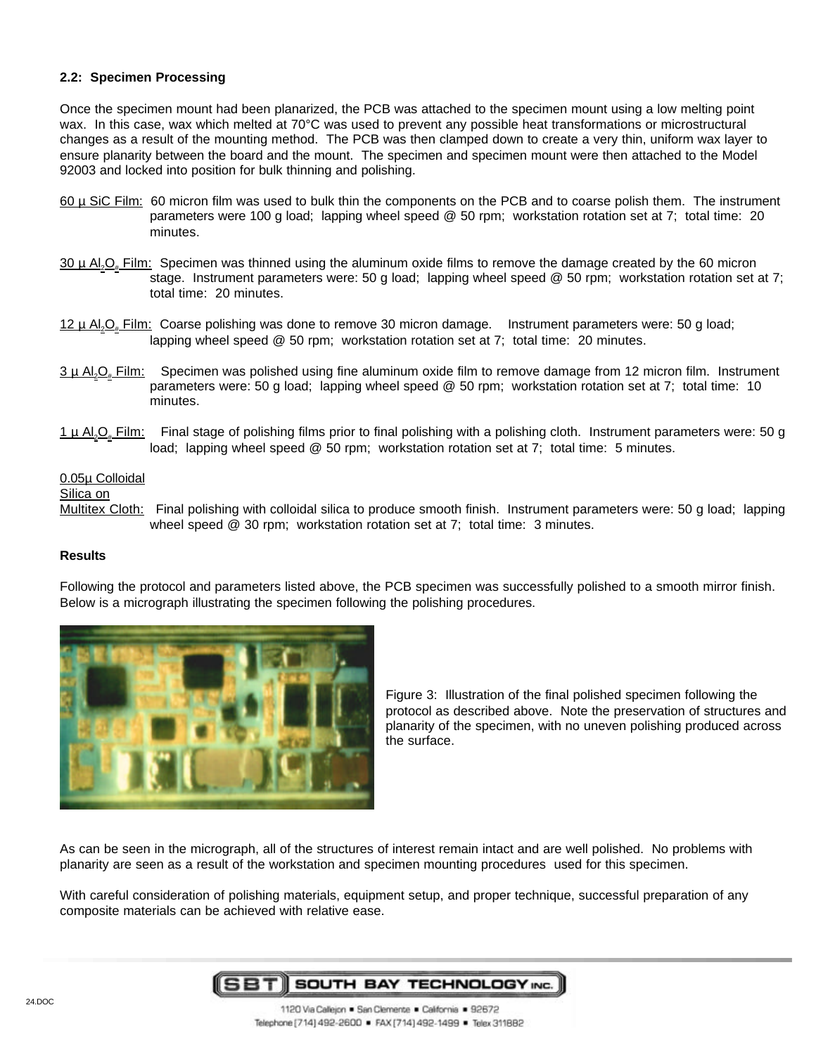### 2.2: Specimen Processing

Once the specimen mount had been planarized, the PCB was attached to the specimen mount using a low melting point wax. In this case, wax which melted at 70°C was used to prevent any possible heat transformations or microstructural changes as a result of the mounting method. The PCB was then clamped down to create a very thin, uniform wax layer to ensure planarity between the board and the mount. The specimen and specimen mount were then attached to the Model 92003 and locked into position for bulk thinning and polishing.

60 µ SiC Film: 60 micron film was used to bulk thin the components on the PCB and to coarse polish them. The instrument parameters were 100 g load; lapping wheel speed @ 50 rpm; workstation rotation set at 7; total time: 20 minutes.

30 µ $Al_2O_3$ Film: Specimen was thinned using the aluminum oxide films to remove the damage created by the 60 micron stage. Instrument parameters were: 50 g load; lapping wheel speed @ 50 rpm; workstation rotation set at 7; total time: 20 minutes.

12 µ $Al_2O_3$ Film: Coarse polishing was done to remove 30 micron damage. Instrument parameters were: 50 g load; lapping wheel speed @ 50 rpm; workstation rotation set at 7; total time: 20 minutes.

3 µ $Al_2O_3$ Film: Specimen was polished using fine aluminum oxide film to remove damage from 12 micron film. Instrument parameters were: 50 g load; lapping wheel speed @ 50 rpm; workstation rotation set at 7; total time: 10 minutes.

1 µ $Al_2O_3$ Film: Final stage of polishing films prior to final polishing with a polishing cloth. Instrument parameters were: 50 g load; lapping wheel speed @ 50 rpm; workstation rotation set at 7; total time: 5 minutes.

0.05µ Colloidal Silica on Multitex Cloth: Final polishing with colloidal silica to produce smooth finish. Instrument parameters were: 50 g load; lapping wheel speed @ 30 rpm; workstation rotation set at 7; total time: 3 minutes.

### Results

Following the protocol and parameters listed above, the PCB specimen was successfully polished to a smooth mirror finish. Below is a micrograph illustrating the specimen following the polishing procedures.

Figure 3: Illustration of the final polished specimen following the protocol as described above. Note the preservation of structures and planarity of the specimen, with no uneven polishing produced across the surface.

As can be seen in the micrograph, all of the structures of interest remain intact and are well polished. No problems with planarity are seen as a result of the workstation and specimen mounting procedures used for this specimen.

With careful consideration of polishing materials, equipment setup, and proper technique, successful preparation of any composite materials can be achieved with relative ease.

SBT SOUTH BAY TECHNOLOGY INC.

1120 Via Callejon ▪ San Clemente ▪ California ▪ 92672
Telephone [714] 492-2600 ▪ FAX [714] 492-1499 ▪ Telex 311882